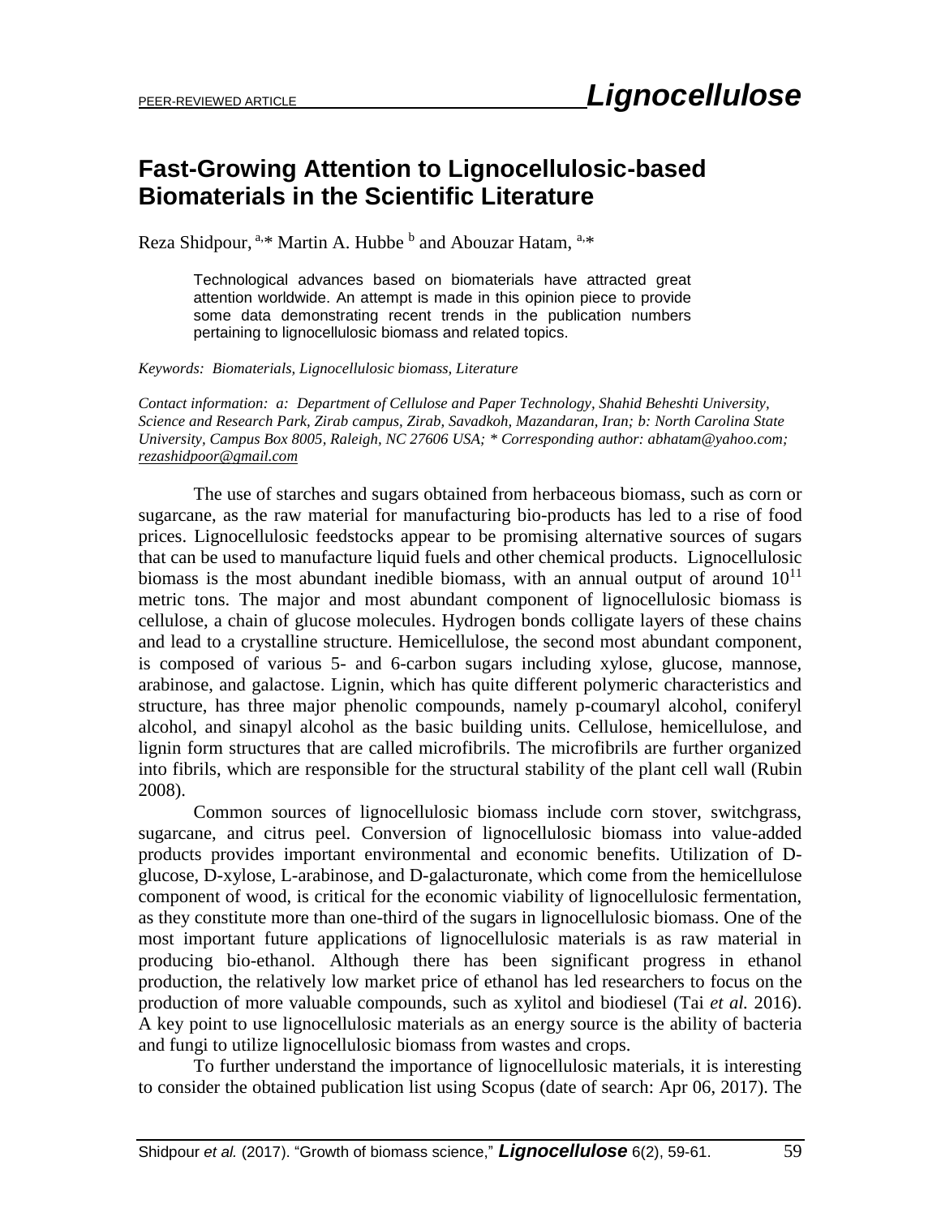PEER-REVIEWED ARTICLE **Lignocellulose**

# Fast-Growing Attention to Lignocellulosic-based Biomaterials in the Scientific Literature

Reza Shidpour,[a,*] Martin A. Hubbe[b] and Abouzar Hatam,[a,*]

> Technological advances based on biomaterials have attracted great attention worldwide. An attempt is made in this opinion piece to provide some data demonstrating recent trends in the publication numbers pertaining to lignocellulosic biomass and related topics.

*Keywords: Biomaterials, Lignocellulosic biomass, Literature*

*Contact information: a: Department of Cellulose and Paper Technology, Shahid Beheshti University, Science and Research Park, Zirab campus, Zirab, Savadkoh, Mazandaran, Iran; b: North Carolina State University, Campus Box 8005, Raleigh, NC 27606 USA; \* Corresponding author: abhatam@yahoo.com; rezashidpoor@gmail.com*

The use of starches and sugars obtained from herbaceous biomass, such as corn or sugarcane, as the raw material for manufacturing bio-products has led to a rise of food prices. Lignocellulosic feedstocks appear to be promising alternative sources of sugars that can be used to manufacture liquid fuels and other chemical products. Lignocellulosic biomass is the most abundant inedible biomass, with an annual output of around $10^{11}$ metric tons. The major and most abundant component of lignocellulosic biomass is cellulose, a chain of glucose molecules. Hydrogen bonds colligate layers of these chains and lead to a crystalline structure. Hemicellulose, the second most abundant component, is composed of various 5- and 6-carbon sugars including xylose, glucose, mannose, arabinose, and galactose. Lignin, which has quite different polymeric characteristics and structure, has three major phenolic compounds, namely p-coumaryl alcohol, coniferyl alcohol, and sinapyl alcohol as the basic building units. Cellulose, hemicellulose, and lignin form structures that are called microfibrils. The microfibrils are further organized into fibrils, which are responsible for the structural stability of the plant cell wall (Rubin 2008).

Common sources of lignocellulosic biomass include corn stover, switchgrass, sugarcane, and citrus peel. Conversion of lignocellulosic biomass into value-added products provides important environmental and economic benefits. Utilization of D-glucose, D-xylose, L-arabinose, and D-galacturonate, which come from the hemicellulose component of wood, is critical for the economic viability of lignocellulosic fermentation, as they constitute more than one-third of the sugars in lignocellulosic biomass. One of the most important future applications of lignocellulosic materials is as raw material in producing bio-ethanol. Although there has been significant progress in ethanol production, the relatively low market price of ethanol has led researchers to focus on the production of more valuable compounds, such as xylitol and biodiesel (Tai *et al.* 2016). A key point to use lignocellulosic materials as an energy source is the ability of bacteria and fungi to utilize lignocellulosic biomass from wastes and crops.

To further understand the importance of lignocellulosic materials, it is interesting to consider the obtained publication list using Scopus (date of search: Apr 06, 2017). The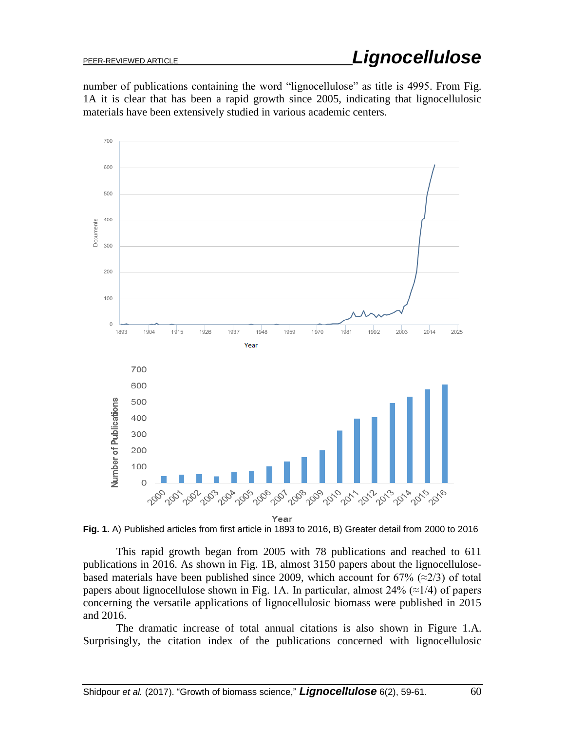number of publications containing the word "lignocellulose" as title is 4995. From Fig. 1A it is clear that has been a rapid growth since 2005, indicating that lignocellulosic materials have been extensively studied in various academic centers.

**Fig. 1.** A) Published articles from first article in 1893 to 2016, B) Greater detail from 2000 to 2016

This rapid growth began from 2005 with 78 publications and reached to 611 publications in 2016. As shown in Fig. 1B, almost 3150 papers about the lignocellulose-based materials have been published since 2009, which account for 67% (≈2/3) of total papers about lignocellulose shown in Fig. 1A. In particular, almost 24% (≈1/4) of papers concerning the versatile applications of lignocellulosic biomass were published in 2015 and 2016.

The dramatic increase of total annual citations is also shown in Figure 1.A. Surprisingly, the citation index of the publications concerned with lignocellulosic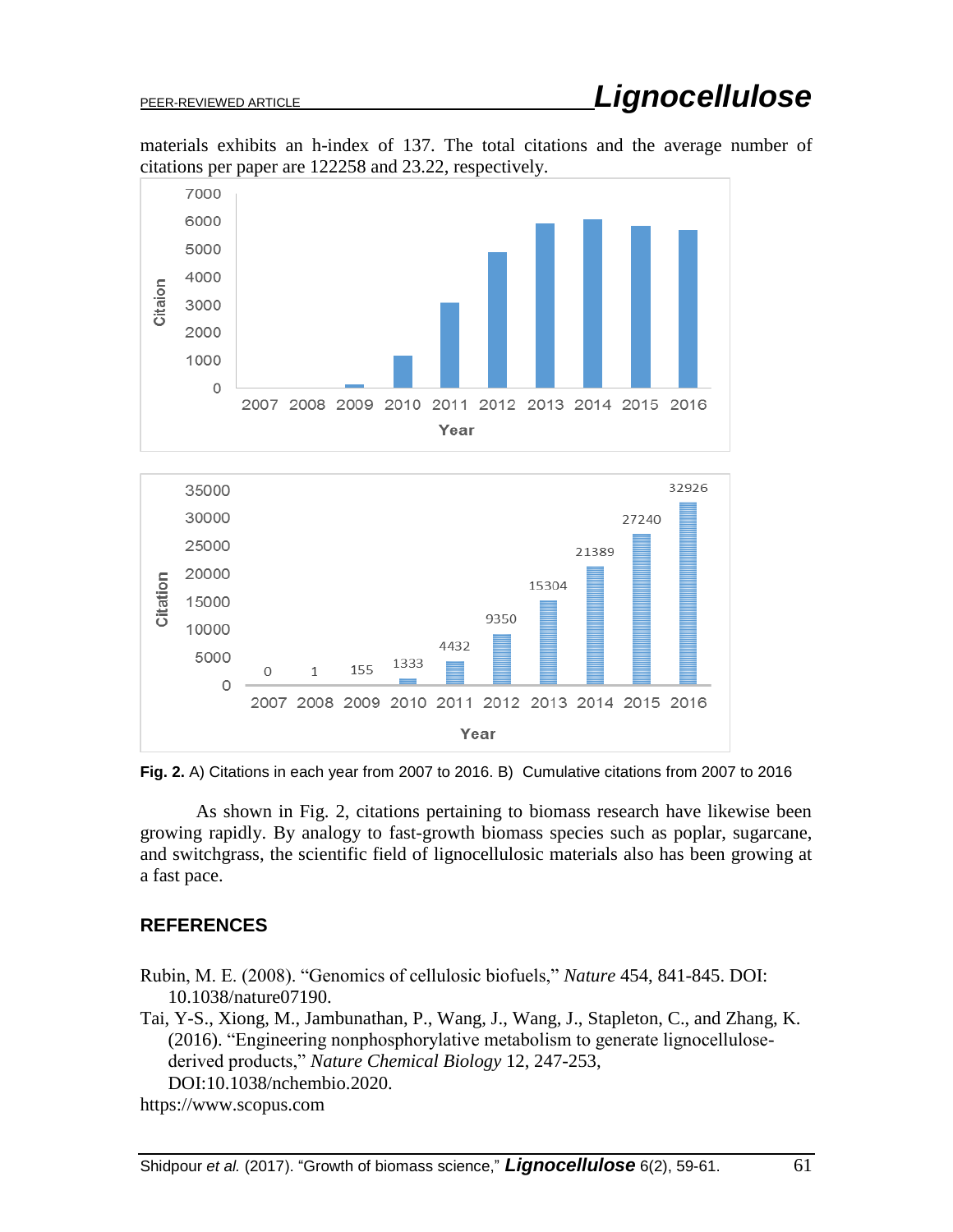materials exhibits an h-index of 137. The total citations and the average number of citations per paper are 122258 and 23.22, respectively.

7000
6000
5000
4000
3000
2000
1000
0
Citaion
2007 2008 2009 2010 2011 2012 2013 2014 2015 2016
Year

35000
30000
25000
20000
15000
10000
5000
0
Citation
0 1 155 1333 4432 9350 15304 21389 27240 32926
2007 2008 2009 2010 2011 2012 2013 2014 2015 2016
Year

**Fig. 2.** A) Citations in each year from 2007 to 2016. B) Cumulative citations from 2007 to 2016

As shown in Fig. 2, citations pertaining to biomass research have likewise been growing rapidly. By analogy to fast-growth biomass species such as poplar, sugarcane, and switchgrass, the scientific field of lignocellulosic materials also has been growing at a fast pace.

## REFERENCES

Rubin, M. E. (2008). "Genomics of cellulosic biofuels," *Nature* 454, 841-845. DOI: 10.1038/nature07190.

Tai, Y-S., Xiong, M., Jambunathan, P., Wang, J., Wang, J., Stapleton, C., and Zhang, K. (2016). "Engineering nonphosphorylative metabolism to generate lignocellulose-derived products," *Nature Chemical Biology* 12, 247-253, DOI:10.1038/nchembio.2020.

https://www.scopus.com